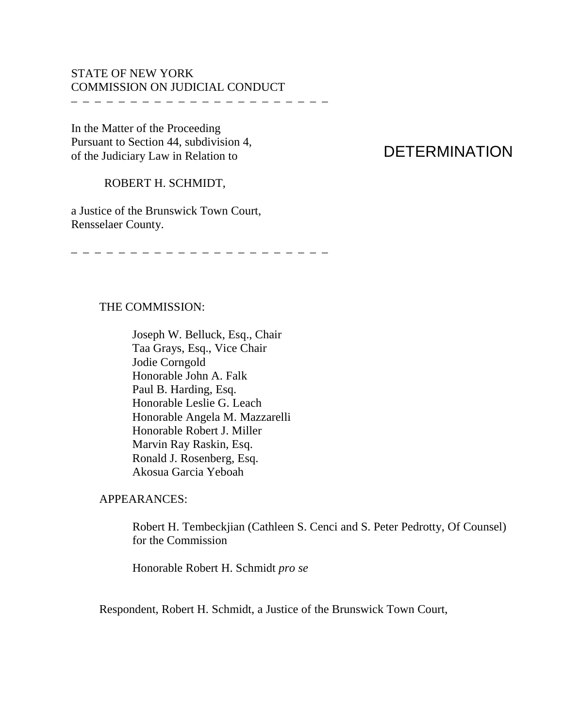STATE OF NEW YORK
COMMISSION ON JUDICIAL CONDUCT

_ _ _ _ _ _ _ _ _ _ _ _ _ _ _ _ _ _ _ _ _ _ _

In the Matter of the Proceeding
Pursuant to Section 44, subdivision 4,
of the Judiciary Law in Relation to

ROBERT H. SCHMIDT,

a Justice of the Brunswick Town Court,
Rensselaer County.

_ _ _ _ _ _ _ _ _ _ _ _ _ _ _ _ _ _ _ _ _ _ _

# DETERMINATION

THE COMMISSION:

Joseph W. Belluck, Esq., Chair
Taa Grays, Esq., Vice Chair
Jodie Corngold
Honorable John A. Falk
Paul B. Harding, Esq.
Honorable Leslie G. Leach
Honorable Angela M. Mazzarelli
Honorable Robert J. Miller
Marvin Ray Raskin, Esq.
Ronald J. Rosenberg, Esq.
Akosua Garcia Yeboah

APPEARANCES:

Robert H. Tembeckjian (Cathleen S. Cenci and S. Peter Pedrotty, Of Counsel) for the Commission

Honorable Robert H. Schmidt *pro se*

Respondent, Robert H. Schmidt, a Justice of the Brunswick Town Court,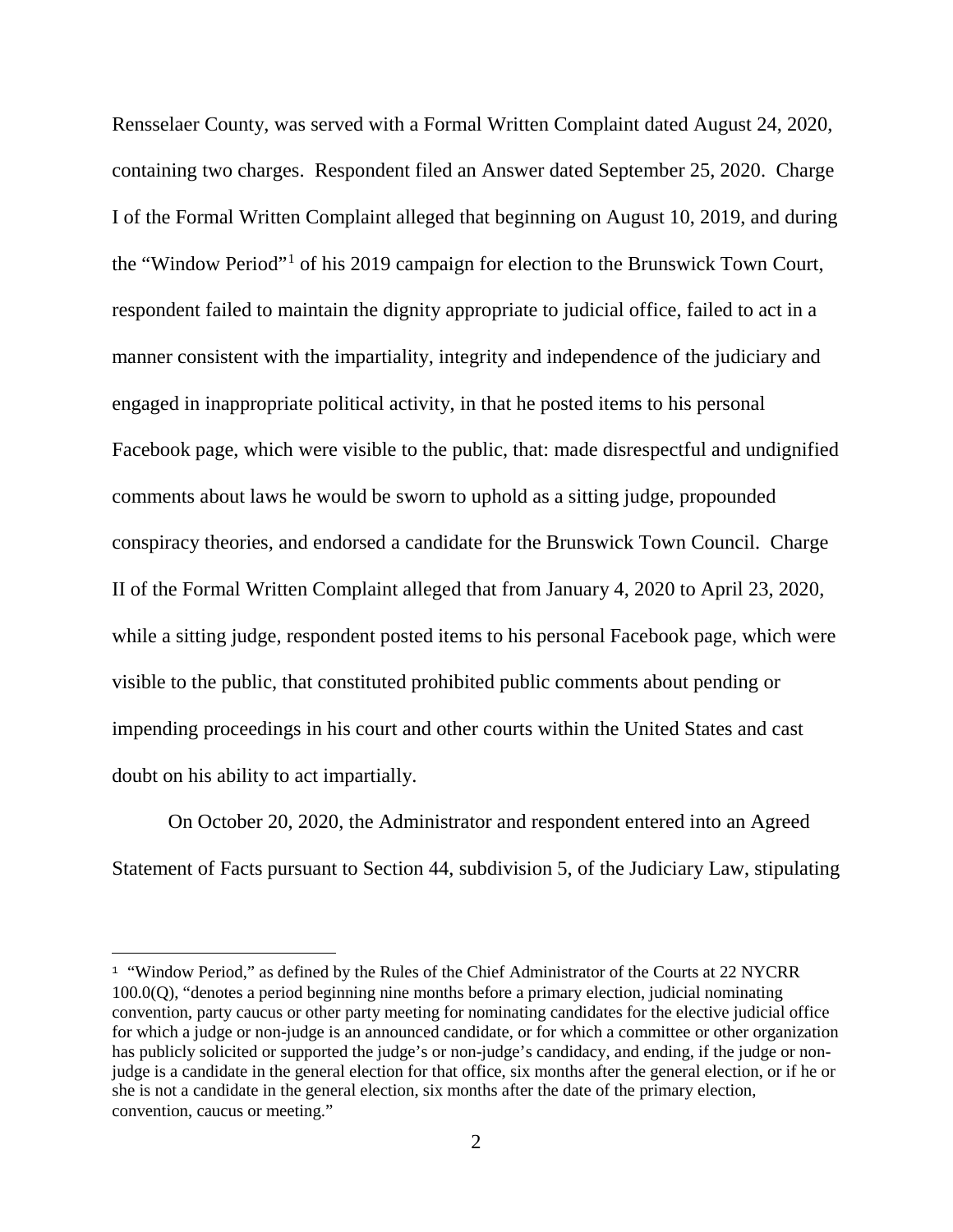Rensselaer County, was served with a Formal Written Complaint dated August 24, 2020, containing two charges. Respondent filed an Answer dated September 25, 2020. Charge I of the Formal Written Complaint alleged that beginning on August 10, 2019, and during the "Window Period"[1] of his 2019 campaign for election to the Brunswick Town Court, respondent failed to maintain the dignity appropriate to judicial office, failed to act in a manner consistent with the impartiality, integrity and independence of the judiciary and engaged in inappropriate political activity, in that he posted items to his personal Facebook page, which were visible to the public, that: made disrespectful and undignified comments about laws he would be sworn to uphold as a sitting judge, propounded conspiracy theories, and endorsed a candidate for the Brunswick Town Council. Charge II of the Formal Written Complaint alleged that from January 4, 2020 to April 23, 2020, while a sitting judge, respondent posted items to his personal Facebook page, which were visible to the public, that constituted prohibited public comments about pending or impending proceedings in his court and other courts within the United States and cast doubt on his ability to act impartially.

On October 20, 2020, the Administrator and respondent entered into an Agreed Statement of Facts pursuant to Section 44, subdivision 5, of the Judiciary Law, stipulating

[1] "Window Period," as defined by the Rules of the Chief Administrator of the Courts at 22 NYCRR 100.0(Q), "denotes a period beginning nine months before a primary election, judicial nominating convention, party caucus or other party meeting for nominating candidates for the elective judicial office for which a judge or non-judge is an announced candidate, or for which a committee or other organization has publicly solicited or supported the judge's or non-judge's candidacy, and ending, if the judge or non-judge is a candidate in the general election for that office, six months after the general election, or if he or she is not a candidate in the general election, six months after the date of the primary election, convention, caucus or meeting."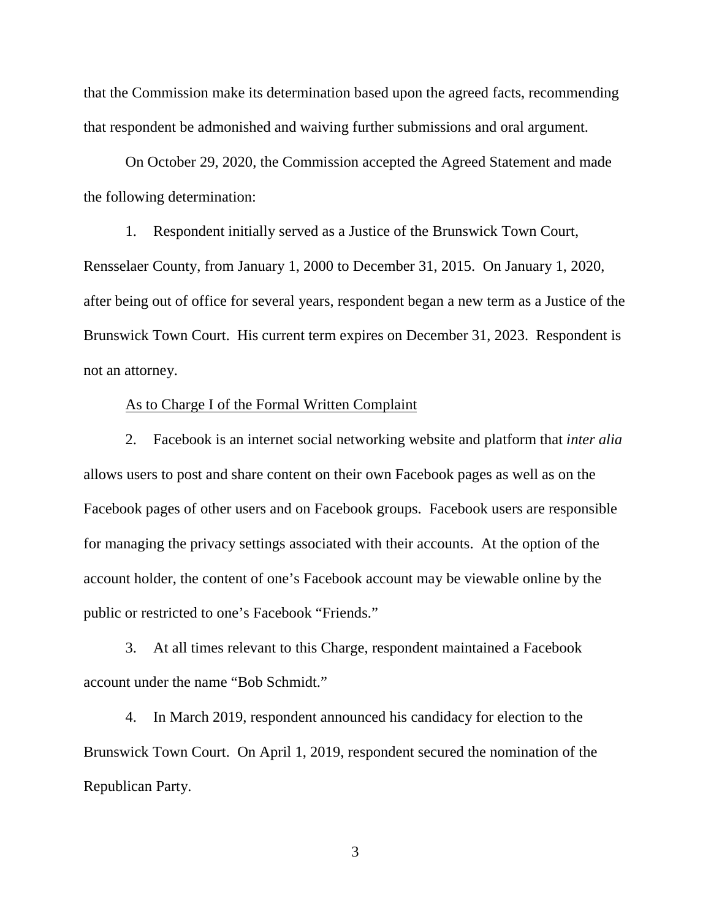that the Commission make its determination based upon the agreed facts, recommending that respondent be admonished and waiving further submissions and oral argument.

On October 29, 2020, the Commission accepted the Agreed Statement and made the following determination:

1. Respondent initially served as a Justice of the Brunswick Town Court, Rensselaer County, from January 1, 2000 to December 31, 2015. On January 1, 2020, after being out of office for several years, respondent began a new term as a Justice of the Brunswick Town Court. His current term expires on December 31, 2023. Respondent is not an attorney.

<u>As to Charge I of the Formal Written Complaint</u>

2. Facebook is an internet social networking website and platform that *inter alia* allows users to post and share content on their own Facebook pages as well as on the Facebook pages of other users and on Facebook groups. Facebook users are responsible for managing the privacy settings associated with their accounts. At the option of the account holder, the content of one's Facebook account may be viewable online by the public or restricted to one's Facebook "Friends."

3. At all times relevant to this Charge, respondent maintained a Facebook account under the name "Bob Schmidt."

4. In March 2019, respondent announced his candidacy for election to the Brunswick Town Court. On April 1, 2019, respondent secured the nomination of the Republican Party.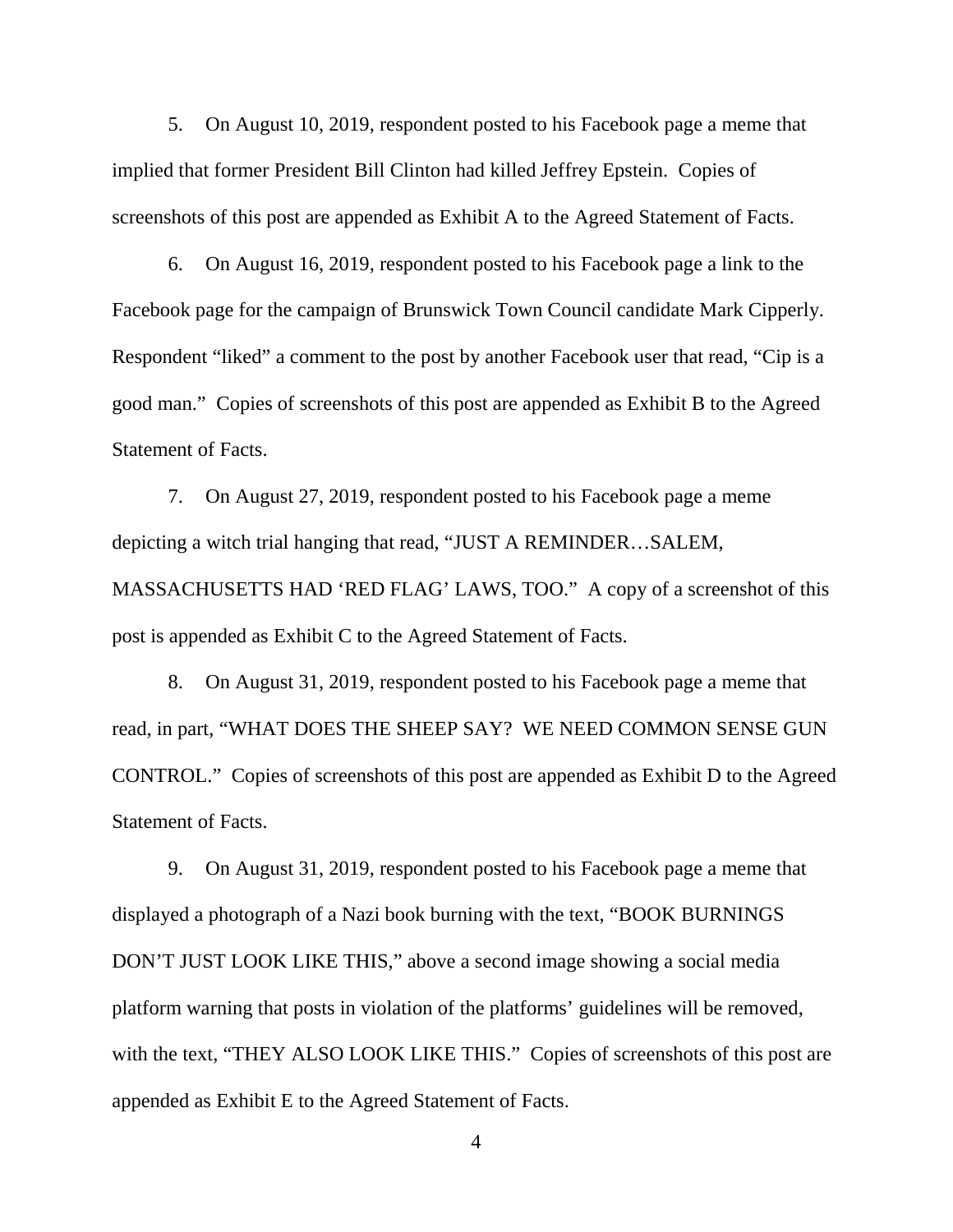5. On August 10, 2019, respondent posted to his Facebook page a meme that implied that former President Bill Clinton had killed Jeffrey Epstein. Copies of screenshots of this post are appended as Exhibit A to the Agreed Statement of Facts.

6. On August 16, 2019, respondent posted to his Facebook page a link to the Facebook page for the campaign of Brunswick Town Council candidate Mark Cipperly. Respondent "liked" a comment to the post by another Facebook user that read, "Cip is a good man." Copies of screenshots of this post are appended as Exhibit B to the Agreed Statement of Facts.

7. On August 27, 2019, respondent posted to his Facebook page a meme depicting a witch trial hanging that read, "JUST A REMINDER…SALEM, MASSACHUSETTS HAD 'RED FLAG' LAWS, TOO." A copy of a screenshot of this post is appended as Exhibit C to the Agreed Statement of Facts.

8. On August 31, 2019, respondent posted to his Facebook page a meme that read, in part, "WHAT DOES THE SHEEP SAY? WE NEED COMMON SENSE GUN CONTROL." Copies of screenshots of this post are appended as Exhibit D to the Agreed Statement of Facts.

9. On August 31, 2019, respondent posted to his Facebook page a meme that displayed a photograph of a Nazi book burning with the text, "BOOK BURNINGS DON'T JUST LOOK LIKE THIS," above a second image showing a social media platform warning that posts in violation of the platforms' guidelines will be removed, with the text, "THEY ALSO LOOK LIKE THIS." Copies of screenshots of this post are appended as Exhibit E to the Agreed Statement of Facts.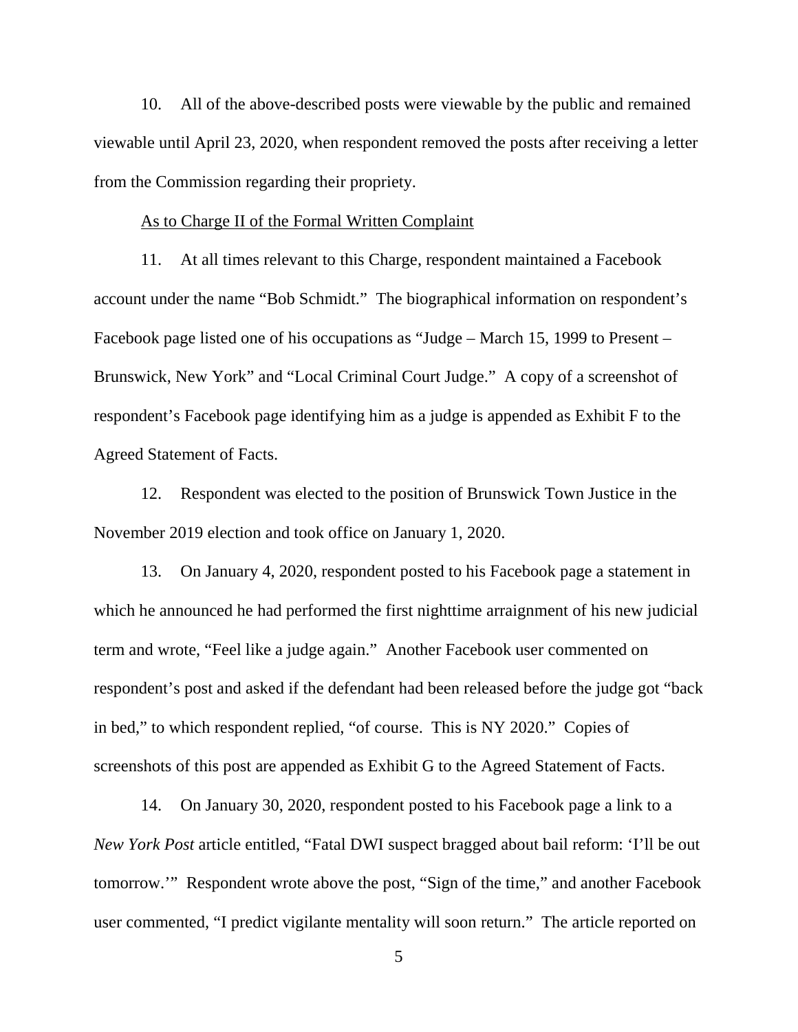10. All of the above-described posts were viewable by the public and remained viewable until April 23, 2020, when respondent removed the posts after receiving a letter from the Commission regarding their propriety.

As to Charge II of the Formal Written Complaint

11. At all times relevant to this Charge, respondent maintained a Facebook account under the name "Bob Schmidt." The biographical information on respondent's Facebook page listed one of his occupations as "Judge – March 15, 1999 to Present – Brunswick, New York" and "Local Criminal Court Judge." A copy of a screenshot of respondent's Facebook page identifying him as a judge is appended as Exhibit F to the Agreed Statement of Facts.

12. Respondent was elected to the position of Brunswick Town Justice in the November 2019 election and took office on January 1, 2020.

13. On January 4, 2020, respondent posted to his Facebook page a statement in which he announced he had performed the first nighttime arraignment of his new judicial term and wrote, "Feel like a judge again." Another Facebook user commented on respondent's post and asked if the defendant had been released before the judge got "back in bed," to which respondent replied, "of course. This is NY 2020." Copies of screenshots of this post are appended as Exhibit G to the Agreed Statement of Facts.

14. On January 30, 2020, respondent posted to his Facebook page a link to a *New York Post* article entitled, "Fatal DWI suspect bragged about bail reform: 'I'll be out tomorrow.'" Respondent wrote above the post, "Sign of the time," and another Facebook user commented, "I predict vigilante mentality will soon return." The article reported on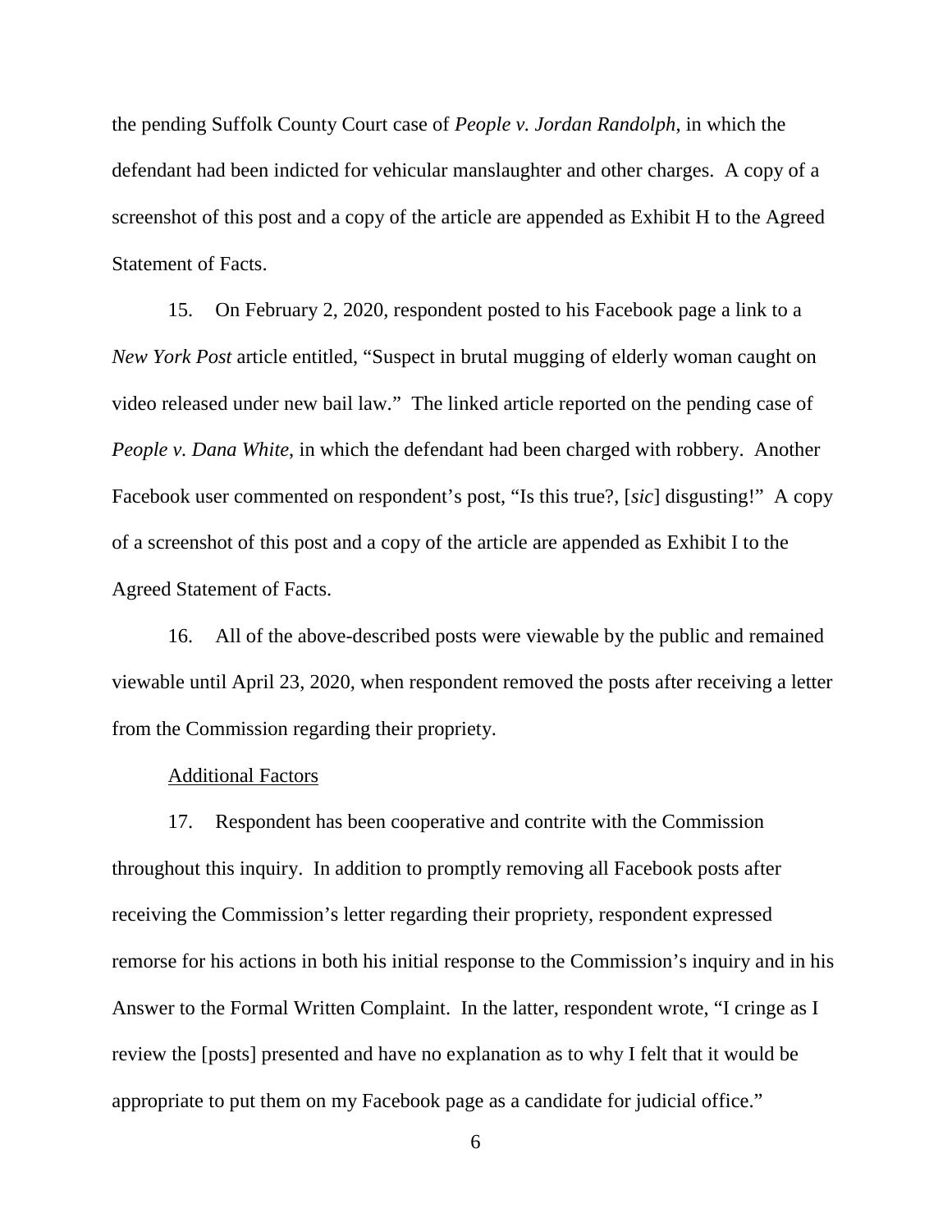the pending Suffolk County Court case of *People v. Jordan Randolph*, in which the defendant had been indicted for vehicular manslaughter and other charges. A copy of a screenshot of this post and a copy of the article are appended as Exhibit H to the Agreed Statement of Facts.

15. On February 2, 2020, respondent posted to his Facebook page a link to a *New York Post* article entitled, "Suspect in brutal mugging of elderly woman caught on video released under new bail law." The linked article reported on the pending case of *People v. Dana White*, in which the defendant had been charged with robbery. Another Facebook user commented on respondent's post, "Is this true?, [*sic*] disgusting!" A copy of a screenshot of this post and a copy of the article are appended as Exhibit I to the Agreed Statement of Facts.

16. All of the above-described posts were viewable by the public and remained viewable until April 23, 2020, when respondent removed the posts after receiving a letter from the Commission regarding their propriety.

<u>Additional Factors</u>

17. Respondent has been cooperative and contrite with the Commission throughout this inquiry. In addition to promptly removing all Facebook posts after receiving the Commission's letter regarding their propriety, respondent expressed remorse for his actions in both his initial response to the Commission's inquiry and in his Answer to the Formal Written Complaint. In the latter, respondent wrote, "I cringe as I review the [posts] presented and have no explanation as to why I felt that it would be appropriate to put them on my Facebook page as a candidate for judicial office."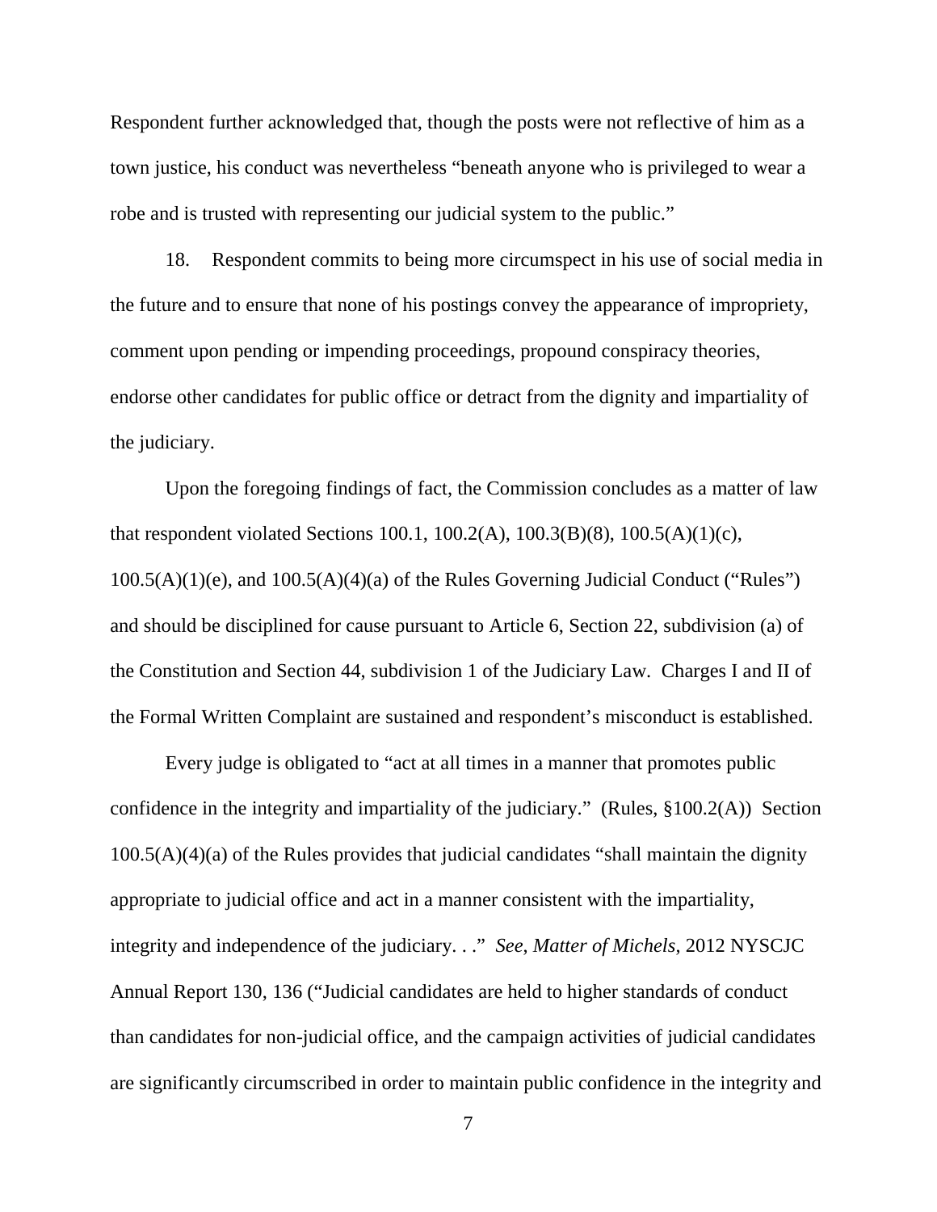Respondent further acknowledged that, though the posts were not reflective of him as a town justice, his conduct was nevertheless "beneath anyone who is privileged to wear a robe and is trusted with representing our judicial system to the public."

18. Respondent commits to being more circumspect in his use of social media in the future and to ensure that none of his postings convey the appearance of impropriety, comment upon pending or impending proceedings, propound conspiracy theories, endorse other candidates for public office or detract from the dignity and impartiality of the judiciary.

Upon the foregoing findings of fact, the Commission concludes as a matter of law that respondent violated Sections 100.1, 100.2(A), 100.3(B)(8), 100.5(A)(1)(c), 100.5(A)(1)(e), and 100.5(A)(4)(a) of the Rules Governing Judicial Conduct ("Rules") and should be disciplined for cause pursuant to Article 6, Section 22, subdivision (a) of the Constitution and Section 44, subdivision 1 of the Judiciary Law. Charges I and II of the Formal Written Complaint are sustained and respondent's misconduct is established.

Every judge is obligated to "act at all times in a manner that promotes public confidence in the integrity and impartiality of the judiciary." (Rules, §100.2(A)) Section 100.5(A)(4)(a) of the Rules provides that judicial candidates "shall maintain the dignity appropriate to judicial office and act in a manner consistent with the impartiality, integrity and independence of the judiciary. . ." *See*, *Matter of Michels*, 2012 NYSCJC Annual Report 130, 136 ("Judicial candidates are held to higher standards of conduct than candidates for non-judicial office, and the campaign activities of judicial candidates are significantly circumscribed in order to maintain public confidence in the integrity and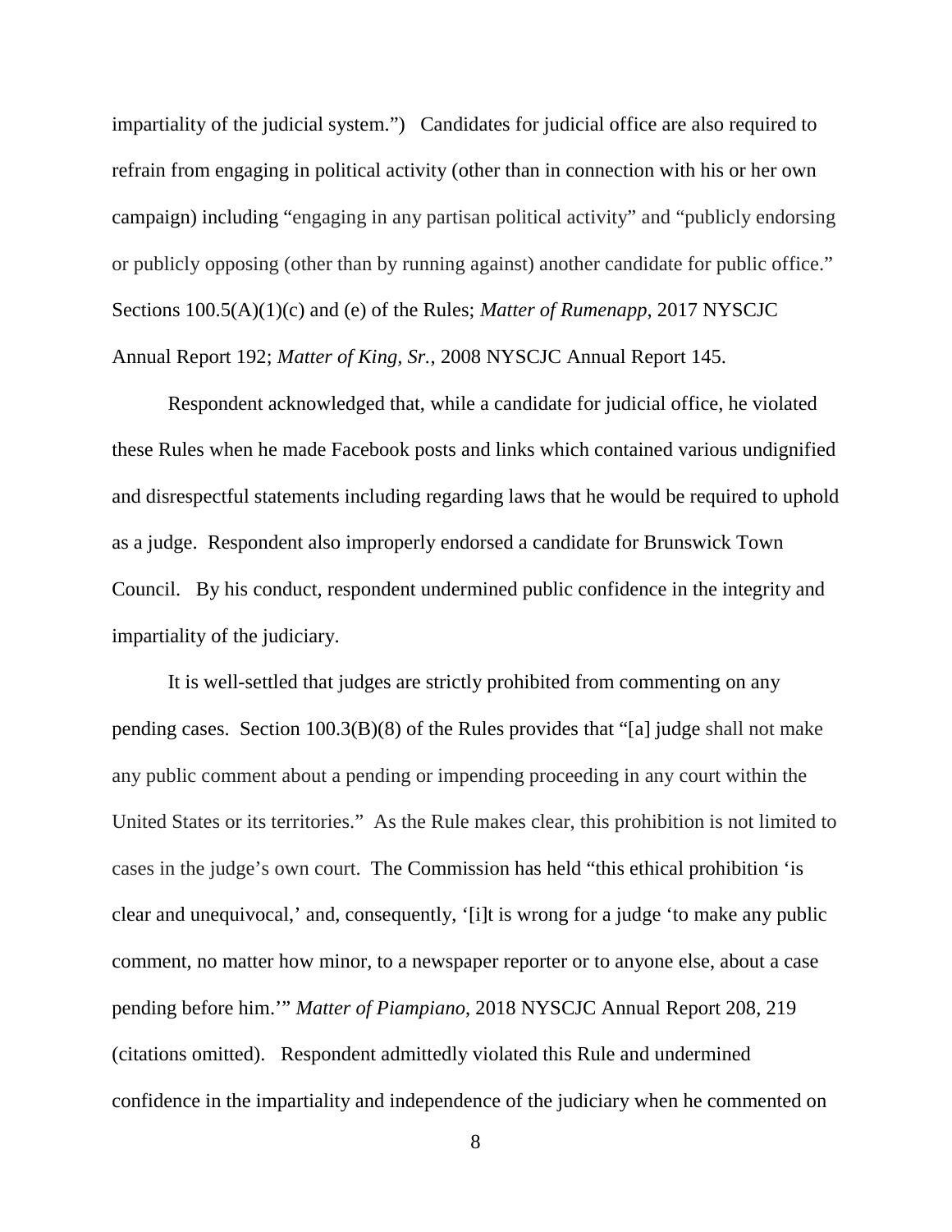impartiality of the judicial system.") Candidates for judicial office are also required to refrain from engaging in political activity (other than in connection with his or her own campaign) including "engaging in any partisan political activity" and "publicly endorsing or publicly opposing (other than by running against) another candidate for public office." Sections 100.5(A)(1)(c) and (e) of the Rules; *Matter of Rumenapp*, 2017 NYSCJC Annual Report 192; *Matter of King, Sr.*, 2008 NYSCJC Annual Report 145.

Respondent acknowledged that, while a candidate for judicial office, he violated these Rules when he made Facebook posts and links which contained various undignified and disrespectful statements including regarding laws that he would be required to uphold as a judge. Respondent also improperly endorsed a candidate for Brunswick Town Council. By his conduct, respondent undermined public confidence in the integrity and impartiality of the judiciary.

It is well-settled that judges are strictly prohibited from commenting on any pending cases. Section 100.3(B)(8) of the Rules provides that "[a] judge shall not make any public comment about a pending or impending proceeding in any court within the United States or its territories." As the Rule makes clear, this prohibition is not limited to cases in the judge's own court. The Commission has held "this ethical prohibition 'is clear and unequivocal,' and, consequently, '[i]t is wrong for a judge 'to make any public comment, no matter how minor, to a newspaper reporter or to anyone else, about a case pending before him.'" *Matter of Piampiano*, 2018 NYSCJC Annual Report 208, 219 (citations omitted). Respondent admittedly violated this Rule and undermined confidence in the impartiality and independence of the judiciary when he commented on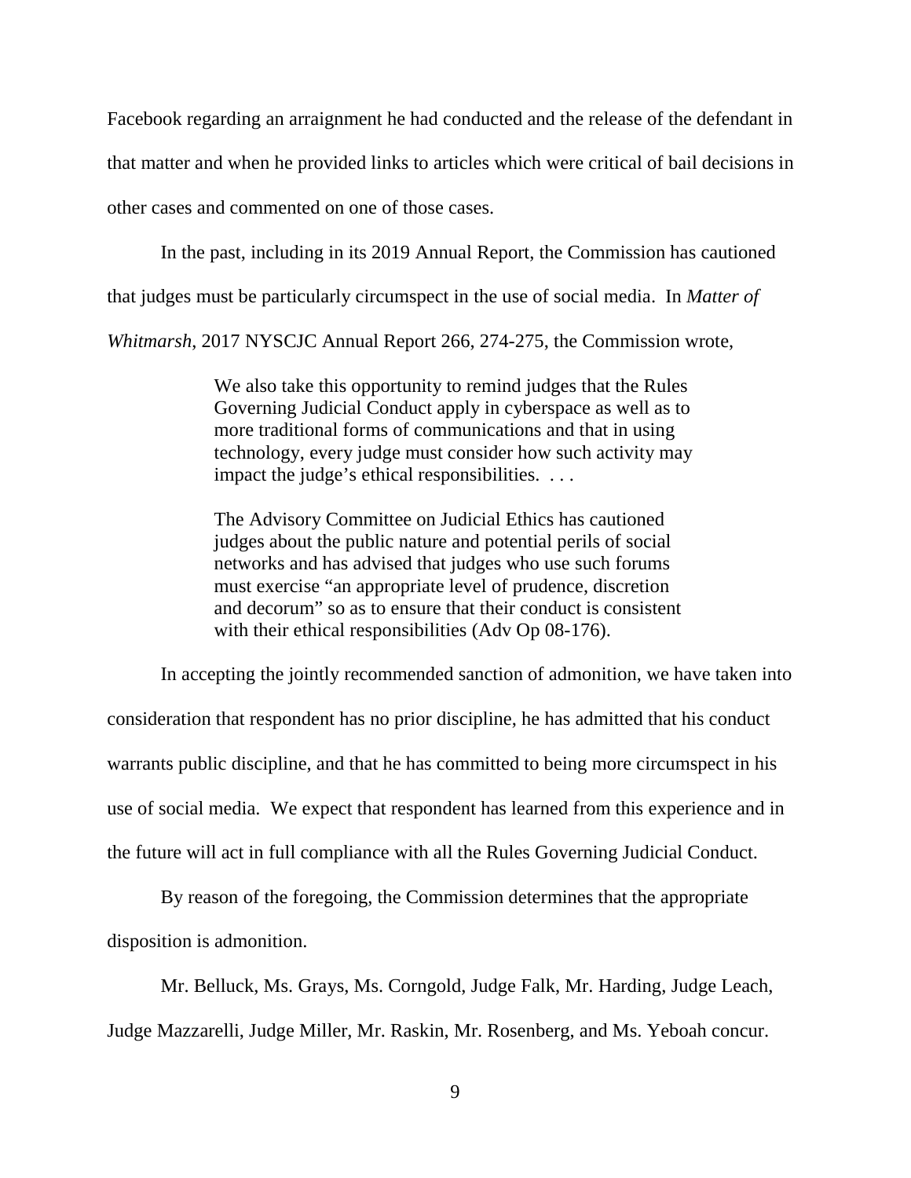Facebook regarding an arraignment he had conducted and the release of the defendant in that matter and when he provided links to articles which were critical of bail decisions in other cases and commented on one of those cases.

In the past, including in its 2019 Annual Report, the Commission has cautioned that judges must be particularly circumspect in the use of social media. In *Matter of Whitmarsh*, 2017 NYSCJC Annual Report 266, 274-275, the Commission wrote,

> We also take this opportunity to remind judges that the Rules Governing Judicial Conduct apply in cyberspace as well as to more traditional forms of communications and that in using technology, every judge must consider how such activity may impact the judge's ethical responsibilities. . . .
>
> The Advisory Committee on Judicial Ethics has cautioned judges about the public nature and potential perils of social networks and has advised that judges who use such forums must exercise "an appropriate level of prudence, discretion and decorum" so as to ensure that their conduct is consistent with their ethical responsibilities (Adv Op 08-176).

In accepting the jointly recommended sanction of admonition, we have taken into consideration that respondent has no prior discipline, he has admitted that his conduct warrants public discipline, and that he has committed to being more circumspect in his use of social media. We expect that respondent has learned from this experience and in the future will act in full compliance with all the Rules Governing Judicial Conduct.

By reason of the foregoing, the Commission determines that the appropriate disposition is admonition.

Mr. Belluck, Ms. Grays, Ms. Corngold, Judge Falk, Mr. Harding, Judge Leach, Judge Mazzarelli, Judge Miller, Mr. Raskin, Mr. Rosenberg, and Ms. Yeboah concur.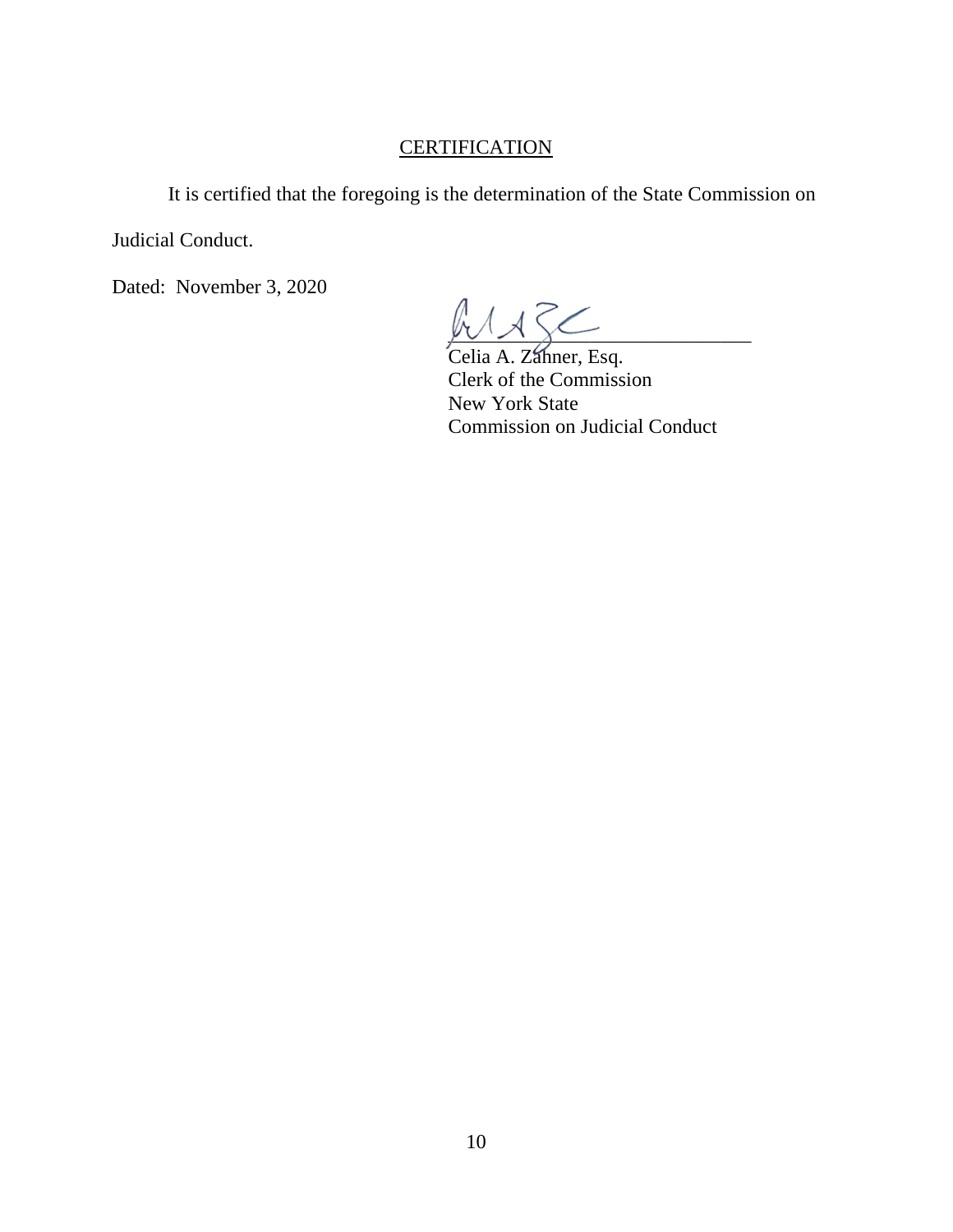## CERTIFICATION

It is certified that the foregoing is the determination of the State Commission on Judicial Conduct.

Dated: November 3, 2020

Celia A. Zahner, Esq.
Clerk of the Commission
New York State
Commission on Judicial Conduct